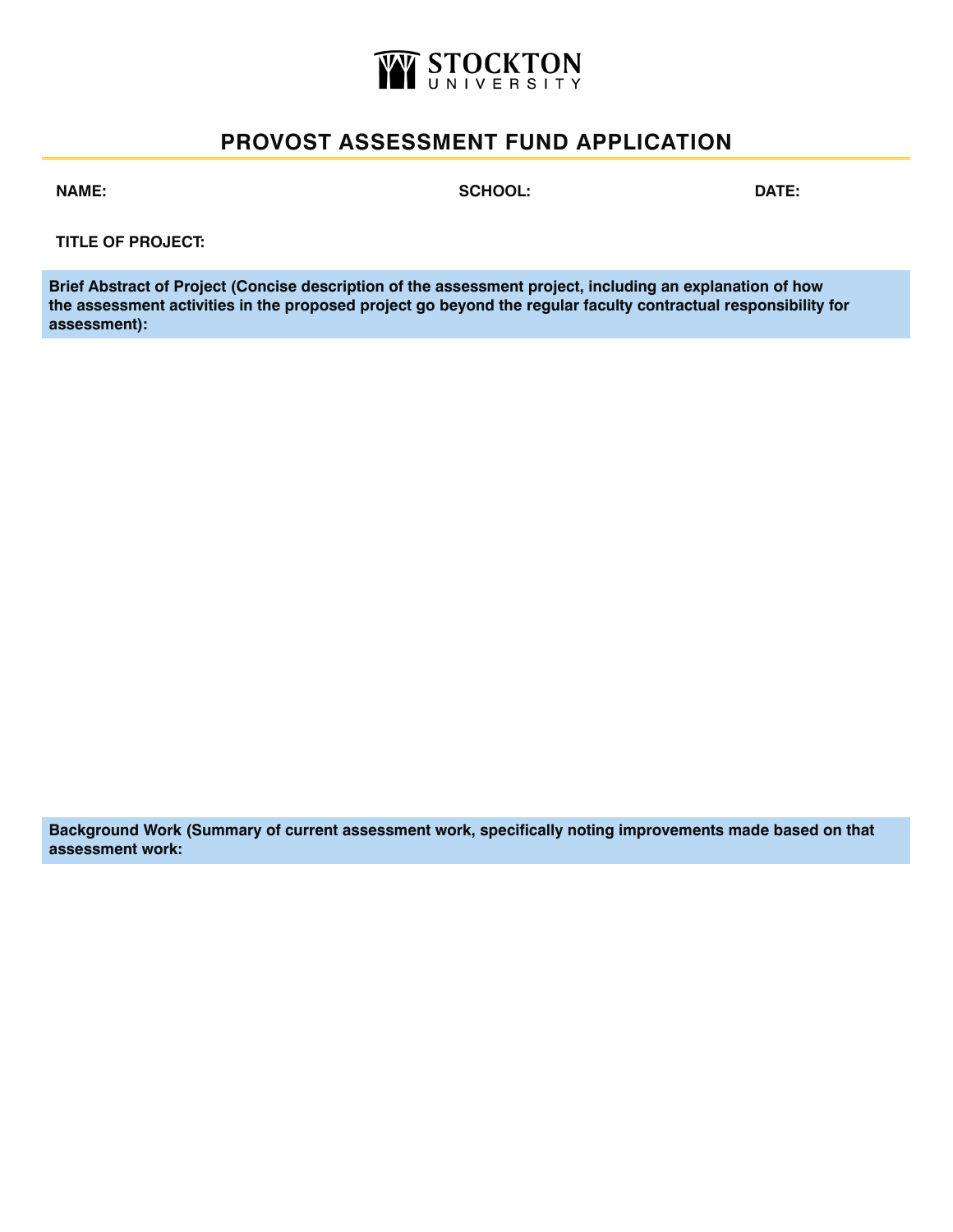STOCKTON UNIVERSITY

# PROVOST ASSESSMENT FUND APPLICATION

**NAME:** **SCHOOL:** **DATE:**

**TITLE OF PROJECT:**

**Brief Abstract of Project (Concise description of the assessment project, including an explanation of how the assessment activities in the proposed project go beyond the regular faculty contractual responsibility for assessment):**

**Background Work (Summary of current assessment work, specifically noting improvements made based on that assessment work:**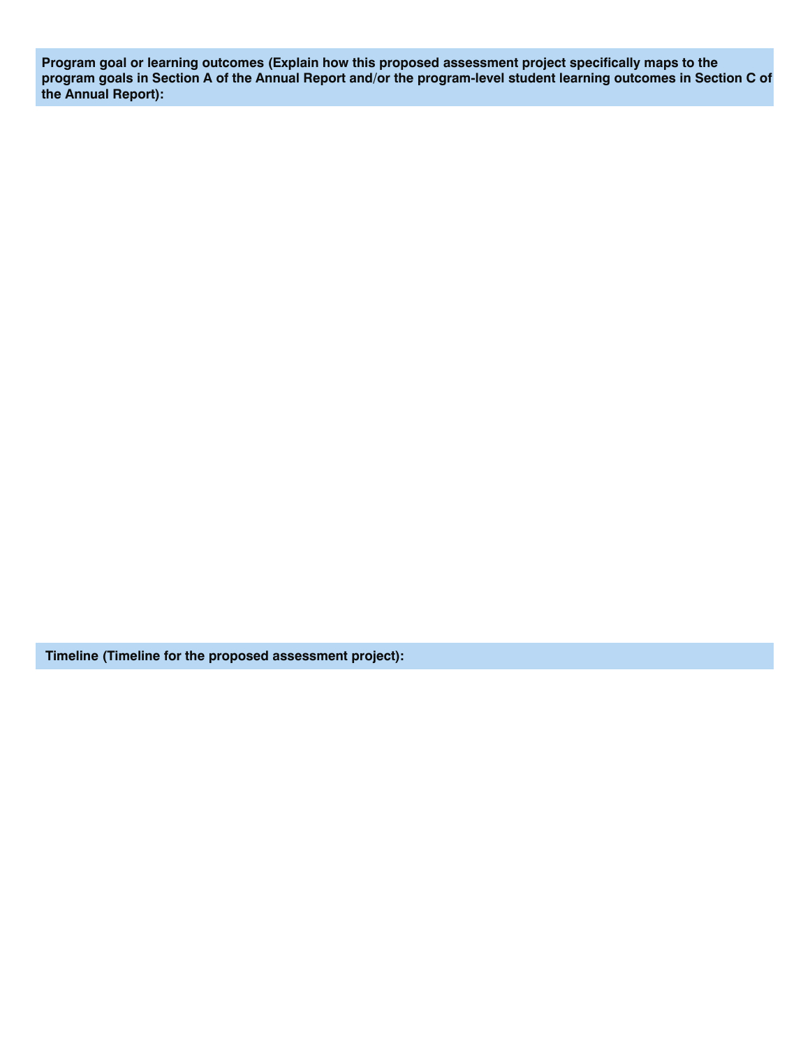**Program goal or learning outcomes (Explain how this proposed assessment project specifically maps to the program goals in Section A of the Annual Report and/or the program-level student learning outcomes in Section C of the Annual Report):**

**Timeline (Timeline for the proposed assessment project):**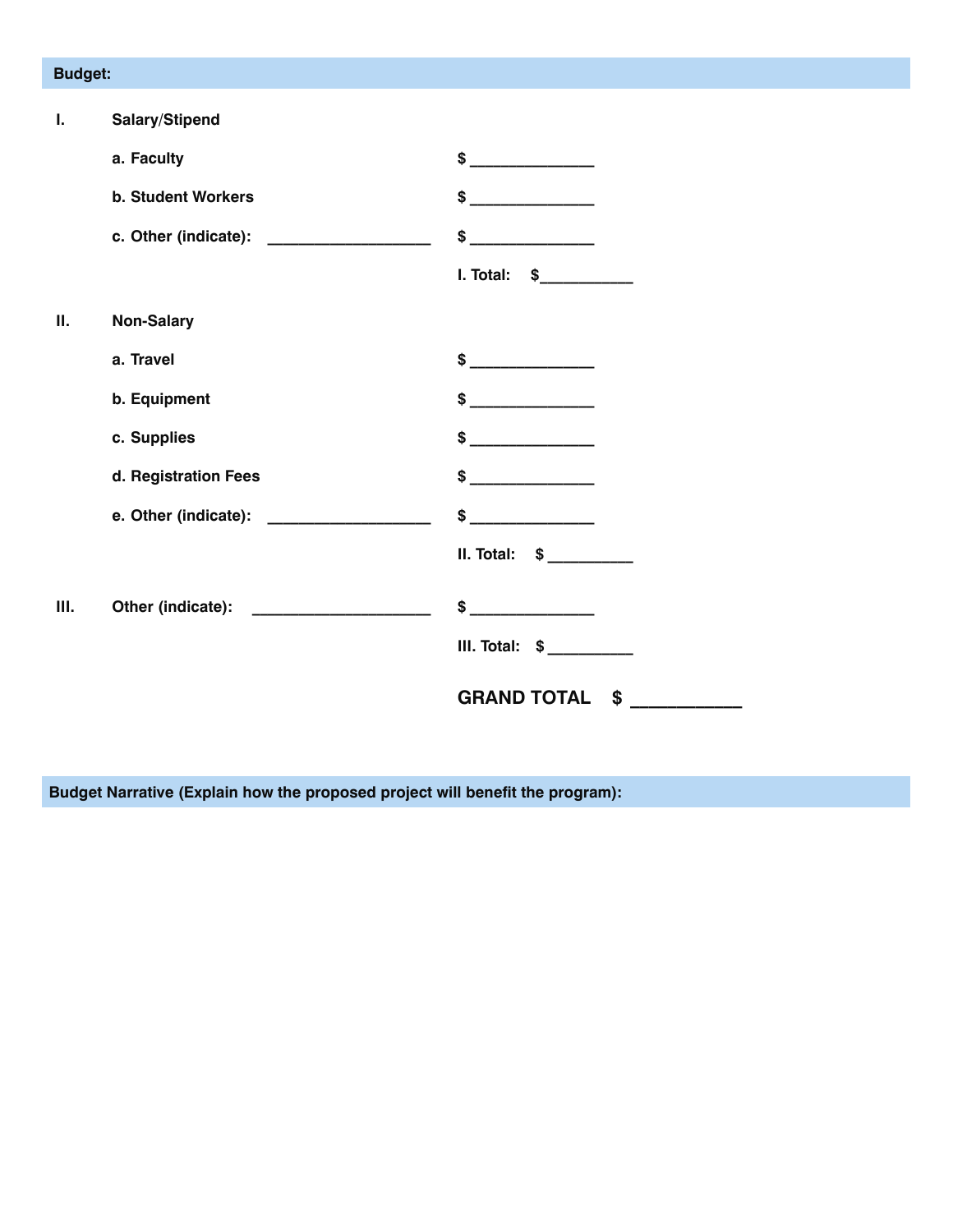**Budget:**

**I. Salary/Stipend**

**a. Faculty** $ ______________

**b. Student Workers** $ ______________

**c. Other (indicate):** ___________________ $ ______________

**I. Total:** $___________

**II. Non-Salary**

**a. Travel** $ ______________

**b. Equipment** $ ______________

**c. Supplies** $ ______________

**d. Registration Fees** $ ______________

**e. Other (indicate):** ___________________ $ ______________

**II. Total:** $ __________

**III. Other (indicate):** ____________________ $ ______________

**III. Total:** $ __________

**GRAND TOTAL** $ ___________

**Budget Narrative (Explain how the proposed project will benefit the program):**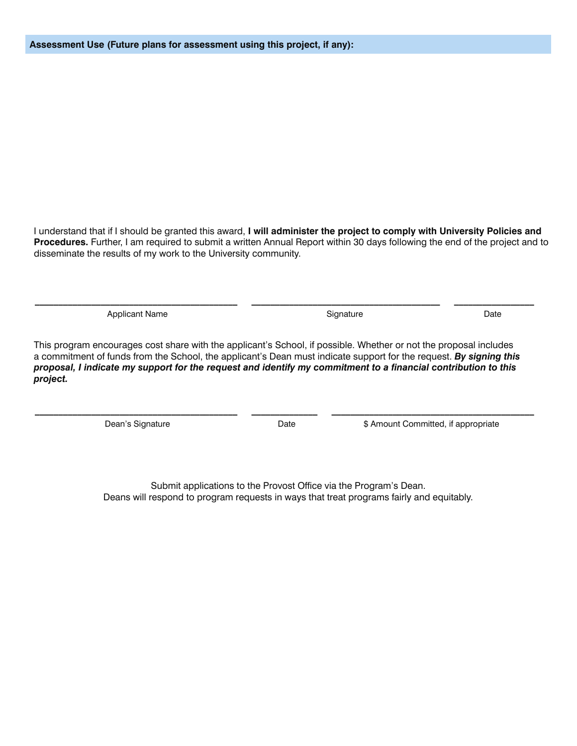**Assessment Use (Future plans for assessment using this project, if any):**

I understand that if I should be granted this award, **I will administer the project to comply with University Policies and Procedures.** Further, I am required to submit a written Annual Report within 30 days following the end of the project and to disseminate the results of my work to the University community.

| Applicant Name | Signature | Date |
| --- | --- | --- |
| | | |

This program encourages cost share with the applicant's School, if possible. Whether or not the proposal includes a commitment of funds from the School, the applicant's Dean must indicate support for the request. ***By signing this proposal, I indicate my support for the request and identify my commitment to a financial contribution to this project.***

| Dean's Signature | Date | $ Amount Committed, if appropriate |
| --- | --- | --- |
| | | |

Submit applications to the Provost Office via the Program's Dean.
Deans will respond to program requests in ways that treat programs fairly and equitably.